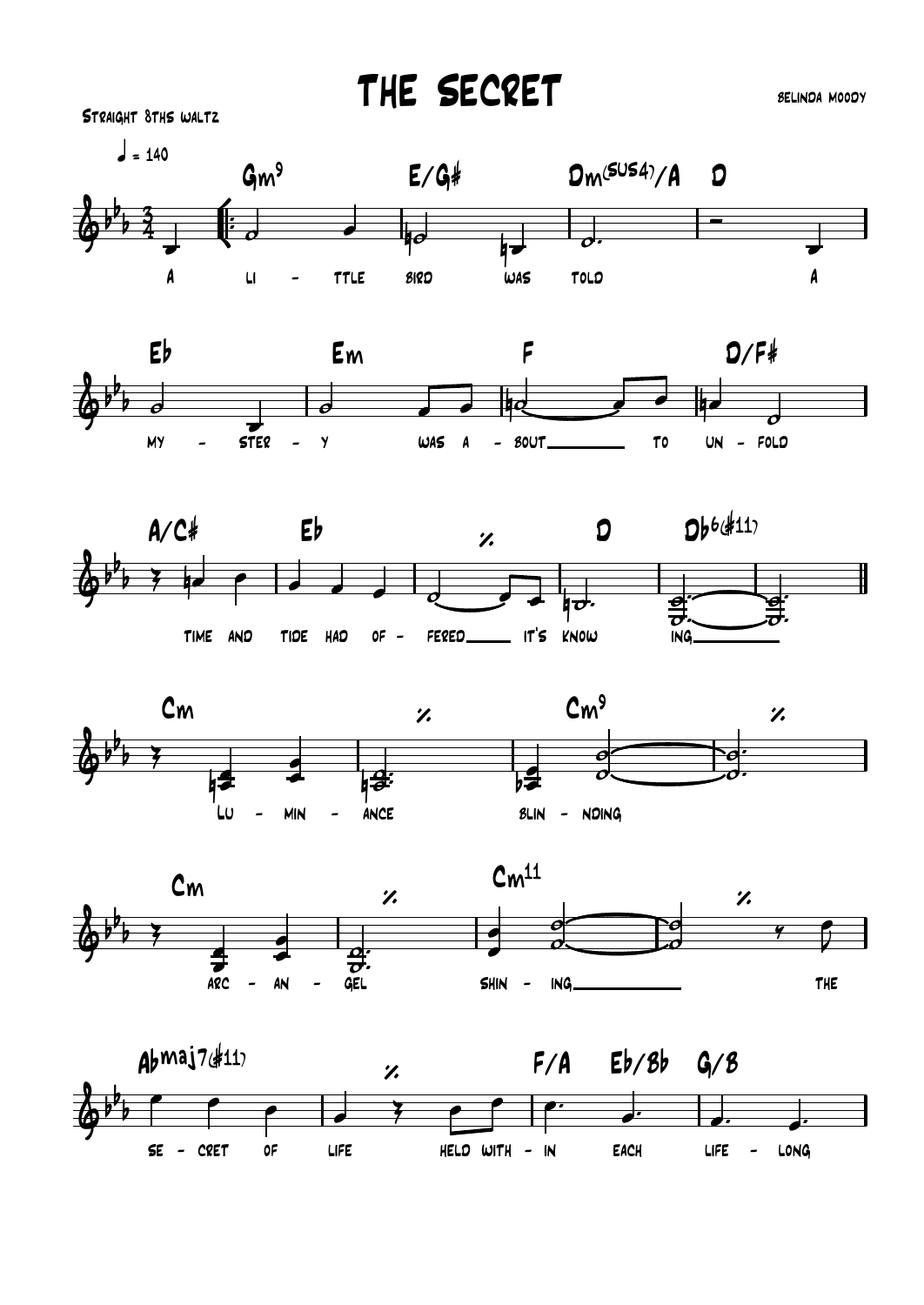# THE SECRET

BELINDA MOODY

Straight 8ths waltz

♩ = 140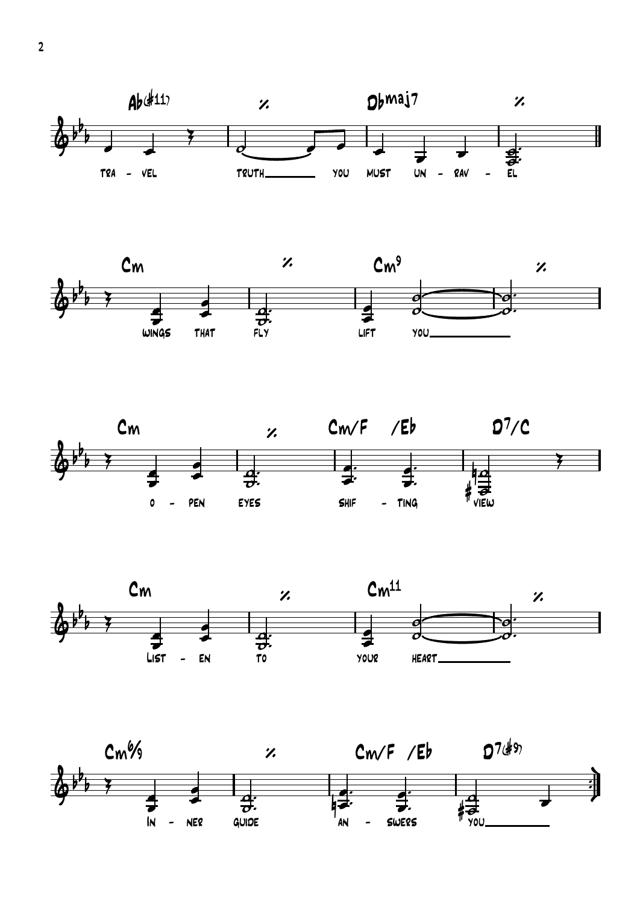Ab(#11) % Dbmaj7 %

TRA - VEL TRUTH YOU MUST UN - RAV - EL

Cm % Cm9 %

WINGS THAT FLY LIFT YOU

Cm % Cm/F /Eb D7/C

O - PEN EYES SHIF - TING VIEW

Cm % Cm11 %

LIST - EN TO YOUR HEART

Cm6/9 % Cm/F /Eb D7(#9)

IN - NER GUIDE AN - SWERS YOU